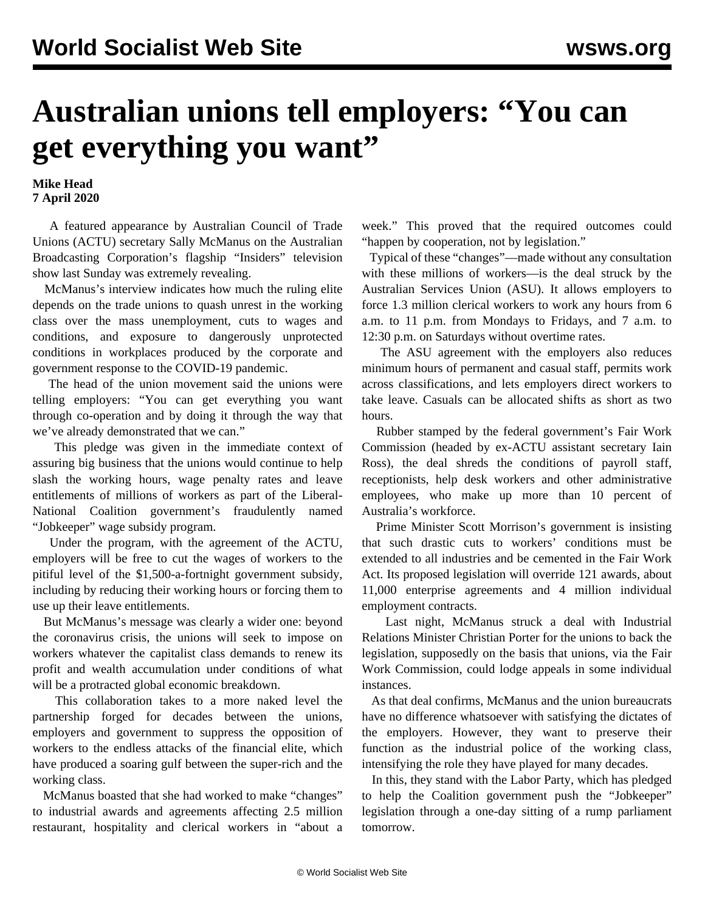# Australian unions tell employers: "You can get everything you want"

**Mike Head**
**7 April 2020**

A featured appearance by Australian Council of Trade Unions (ACTU) secretary Sally McManus on the Australian Broadcasting Corporation's flagship "Insiders" television show last Sunday was extremely revealing.

McManus's interview indicates how much the ruling elite depends on the trade unions to quash unrest in the working class over the mass unemployment, cuts to wages and conditions, and exposure to dangerously unprotected conditions in workplaces produced by the corporate and government response to the COVID-19 pandemic.

The head of the union movement said the unions were telling employers: "You can get everything you want through co-operation and by doing it through the way that we've already demonstrated that we can."

This pledge was given in the immediate context of assuring big business that the unions would continue to help slash the working hours, wage penalty rates and leave entitlements of millions of workers as part of the Liberal-National Coalition government's fraudulently named "Jobkeeper" wage subsidy program.

Under the program, with the agreement of the ACTU, employers will be free to cut the wages of workers to the pitiful level of the $1,500-a-fortnight government subsidy, including by reducing their working hours or forcing them to use up their leave entitlements.

But McManus's message was clearly a wider one: beyond the coronavirus crisis, the unions will seek to impose on workers whatever the capitalist class demands to renew its profit and wealth accumulation under conditions of what will be a protracted global economic breakdown.

This collaboration takes to a more naked level the partnership forged for decades between the unions, employers and government to suppress the opposition of workers to the endless attacks of the financial elite, which have produced a soaring gulf between the super-rich and the working class.

McManus boasted that she had worked to make "changes" to industrial awards and agreements affecting 2.5 million restaurant, hospitality and clerical workers in "about a week." This proved that the required outcomes could "happen by cooperation, not by legislation."

Typical of these "changes"—made without any consultation with these millions of workers—is the deal struck by the Australian Services Union (ASU). It allows employers to force 1.3 million clerical workers to work any hours from 6 a.m. to 11 p.m. from Mondays to Fridays, and 7 a.m. to 12:30 p.m. on Saturdays without overtime rates.

The ASU agreement with the employers also reduces minimum hours of permanent and casual staff, permits work across classifications, and lets employers direct workers to take leave. Casuals can be allocated shifts as short as two hours.

Rubber stamped by the federal government's Fair Work Commission (headed by ex-ACTU assistant secretary Iain Ross), the deal shreds the conditions of payroll staff, receptionists, help desk workers and other administrative employees, who make up more than 10 percent of Australia's workforce.

Prime Minister Scott Morrison's government is insisting that such drastic cuts to workers' conditions must be extended to all industries and be cemented in the Fair Work Act. Its proposed legislation will override 121 awards, about 11,000 enterprise agreements and 4 million individual employment contracts.

Last night, McManus struck a deal with Industrial Relations Minister Christian Porter for the unions to back the legislation, supposedly on the basis that unions, via the Fair Work Commission, could lodge appeals in some individual instances.

As that deal confirms, McManus and the union bureaucrats have no difference whatsoever with satisfying the dictates of the employers. However, they want to preserve their function as the industrial police of the working class, intensifying the role they have played for many decades.

In this, they stand with the Labor Party, which has pledged to help the Coalition government push the "Jobkeeper" legislation through a one-day sitting of a rump parliament tomorrow.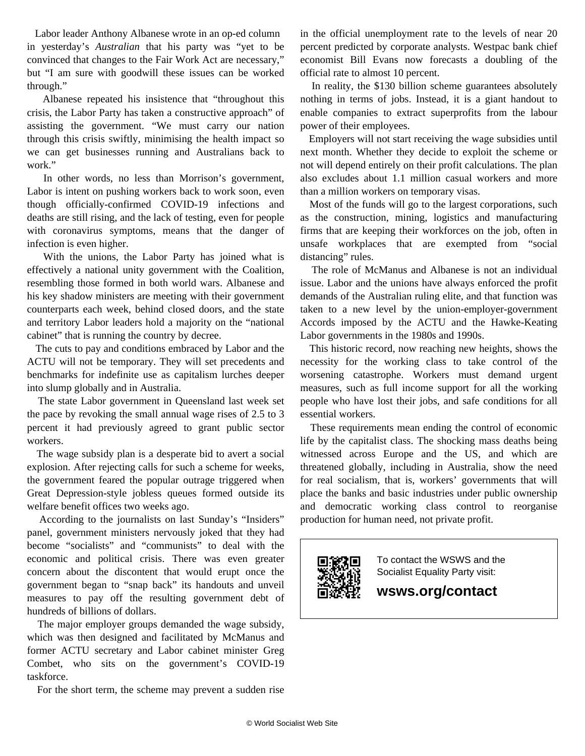Labor leader Anthony Albanese wrote in an op-ed column in yesterday's *Australian* that his party was "yet to be convinced that changes to the Fair Work Act are necessary," but "I am sure with goodwill these issues can be worked through."

Albanese repeated his insistence that "throughout this crisis, the Labor Party has taken a constructive approach" of assisting the government. "We must carry our nation through this crisis swiftly, minimising the health impact so we can get businesses running and Australians back to work."

In other words, no less than Morrison's government, Labor is intent on pushing workers back to work soon, even though officially-confirmed COVID-19 infections and deaths are still rising, and the lack of testing, even for people with coronavirus symptoms, means that the danger of infection is even higher.

With the unions, the Labor Party has joined what is effectively a national unity government with the Coalition, resembling those formed in both world wars. Albanese and his key shadow ministers are meeting with their government counterparts each week, behind closed doors, and the state and territory Labor leaders hold a majority on the "national cabinet" that is running the country by decree.

The cuts to pay and conditions embraced by Labor and the ACTU will not be temporary. They will set precedents and benchmarks for indefinite use as capitalism lurches deeper into slump globally and in Australia.

The state Labor government in Queensland last week set the pace by revoking the small annual wage rises of 2.5 to 3 percent it had previously agreed to grant public sector workers.

The wage subsidy plan is a desperate bid to avert a social explosion. After rejecting calls for such a scheme for weeks, the government feared the popular outrage triggered when Great Depression-style jobless queues formed outside its welfare benefit offices two weeks ago.

According to the journalists on last Sunday's "Insiders" panel, government ministers nervously joked that they had become "socialists" and "communists" to deal with the economic and political crisis. There was even greater concern about the discontent that would erupt once the government began to "snap back" its handouts and unveil measures to pay off the resulting government debt of hundreds of billions of dollars.

The major employer groups demanded the wage subsidy, which was then designed and facilitated by McManus and former ACTU secretary and Labor cabinet minister Greg Combet, who sits on the government's COVID-19 taskforce.

For the short term, the scheme may prevent a sudden rise in the official unemployment rate to the levels of near 20 percent predicted by corporate analysts. Westpac bank chief economist Bill Evans now forecasts a doubling of the official rate to almost 10 percent.

In reality, the $130 billion scheme guarantees absolutely nothing in terms of jobs. Instead, it is a giant handout to enable companies to extract superprofits from the labour power of their employees.

Employers will not start receiving the wage subsidies until next month. Whether they decide to exploit the scheme or not will depend entirely on their profit calculations. The plan also excludes about 1.1 million casual workers and more than a million workers on temporary visas.

Most of the funds will go to the largest corporations, such as the construction, mining, logistics and manufacturing firms that are keeping their workforces on the job, often in unsafe workplaces that are exempted from "social distancing" rules.

The role of McManus and Albanese is not an individual issue. Labor and the unions have always enforced the profit demands of the Australian ruling elite, and that function was taken to a new level by the union-employer-government Accords imposed by the ACTU and the Hawke-Keating Labor governments in the 1980s and 1990s.

This historic record, now reaching new heights, shows the necessity for the working class to take control of the worsening catastrophe. Workers must demand urgent measures, such as full income support for all the working people who have lost their jobs, and safe conditions for all essential workers.

These requirements mean ending the control of economic life by the capitalist class. The shocking mass deaths being witnessed across Europe and the US, and which are threatened globally, including in Australia, show the need for real socialism, that is, workers' governments that will place the banks and basic industries under public ownership and democratic working class control to reorganise production for human need, not private profit.

To contact the WSWS and the Socialist Equality Party visit:

**wsws.org/contact**